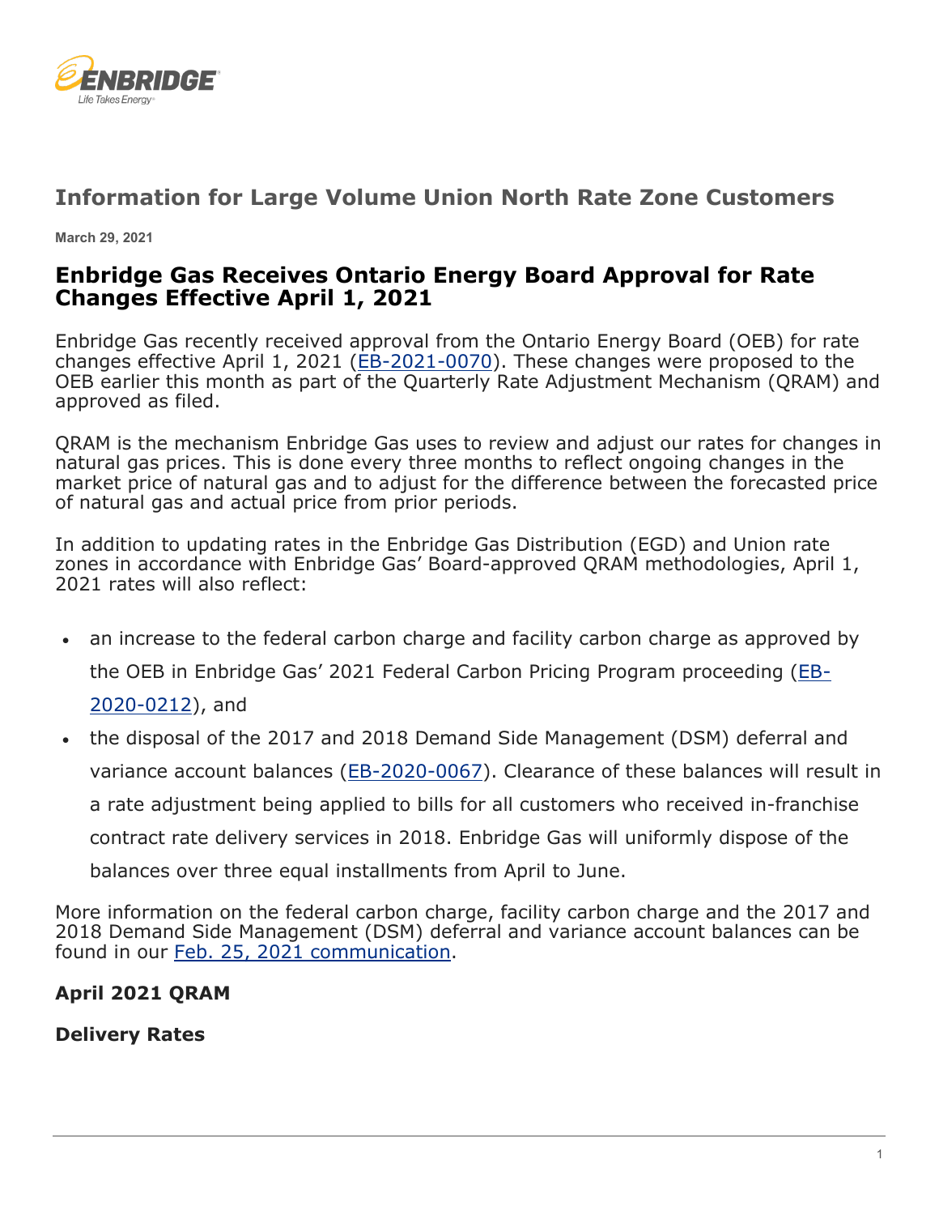# Information for Large Volume Union North Rate Zone Customers

**March 29, 2021**

## Enbridge Gas Receives Ontario Energy Board Approval for Rate Changes Effective April 1, 2021

Enbridge Gas recently received approval from the Ontario Energy Board (OEB) for rate changes effective April 1, 2021 (EB-2021-0070). These changes were proposed to the OEB earlier this month as part of the Quarterly Rate Adjustment Mechanism (QRAM) and approved as filed.

QRAM is the mechanism Enbridge Gas uses to review and adjust our rates for changes in natural gas prices. This is done every three months to reflect ongoing changes in the market price of natural gas and to adjust for the difference between the forecasted price of natural gas and actual price from prior periods.

In addition to updating rates in the Enbridge Gas Distribution (EGD) and Union rate zones in accordance with Enbridge Gas' Board-approved QRAM methodologies, April 1, 2021 rates will also reflect:

- an increase to the federal carbon charge and facility carbon charge as approved by the OEB in Enbridge Gas' 2021 Federal Carbon Pricing Program proceeding (EB-2020-0212), and
- the disposal of the 2017 and 2018 Demand Side Management (DSM) deferral and variance account balances (EB-2020-0067). Clearance of these balances will result in a rate adjustment being applied to bills for all customers who received in-franchise contract rate delivery services in 2018. Enbridge Gas will uniformly dispose of the balances over three equal installments from April to June.

More information on the federal carbon charge, facility carbon charge and the 2017 and 2018 Demand Side Management (DSM) deferral and variance account balances can be found in our Feb. 25, 2021 communication.

### April 2021 QRAM

### Delivery Rates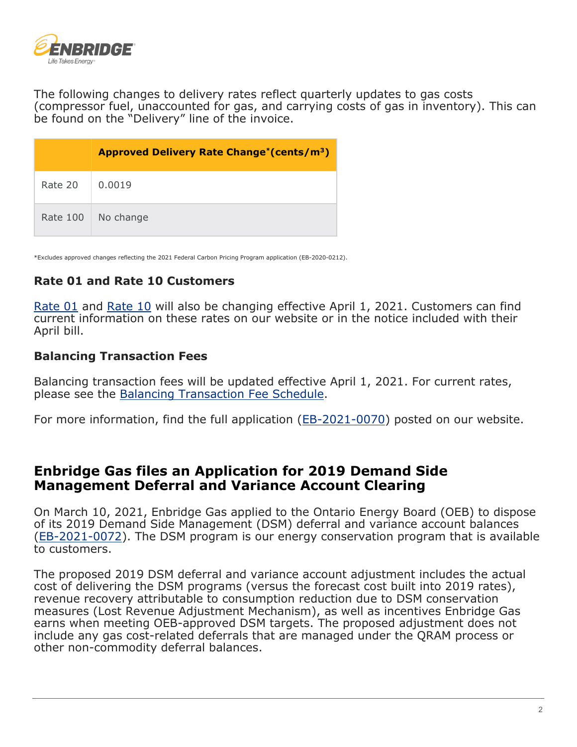The following changes to delivery rates reflect quarterly updates to gas costs (compressor fuel, unaccounted for gas, and carrying costs of gas in inventory). This can be found on the "Delivery" line of the invoice.

| | Approved Delivery Rate Change*(cents/m$^3$) |
|---|---|
| Rate 20 | 0.0019 |
| Rate 100 | No change |

*Excludes approved changes reflecting the 2021 Federal Carbon Pricing Program application (EB-2020-0212).

### Rate 01 and Rate 10 Customers

Rate 01 and Rate 10 will also be changing effective April 1, 2021. Customers can find current information on these rates on our website or in the notice included with their April bill.

### Balancing Transaction Fees

Balancing transaction fees will be updated effective April 1, 2021. For current rates, please see the Balancing Transaction Fee Schedule.

For more information, find the full application (EB-2021-0070) posted on our website.

## Enbridge Gas files an Application for 2019 Demand Side Management Deferral and Variance Account Clearing

On March 10, 2021, Enbridge Gas applied to the Ontario Energy Board (OEB) to dispose of its 2019 Demand Side Management (DSM) deferral and variance account balances (EB-2021-0072). The DSM program is our energy conservation program that is available to customers.

The proposed 2019 DSM deferral and variance account adjustment includes the actual cost of delivering the DSM programs (versus the forecast cost built into 2019 rates), revenue recovery attributable to consumption reduction due to DSM conservation measures (Lost Revenue Adjustment Mechanism), as well as incentives Enbridge Gas earns when meeting OEB-approved DSM targets. The proposed adjustment does not include any gas cost-related deferrals that are managed under the QRAM process or other non-commodity deferral balances.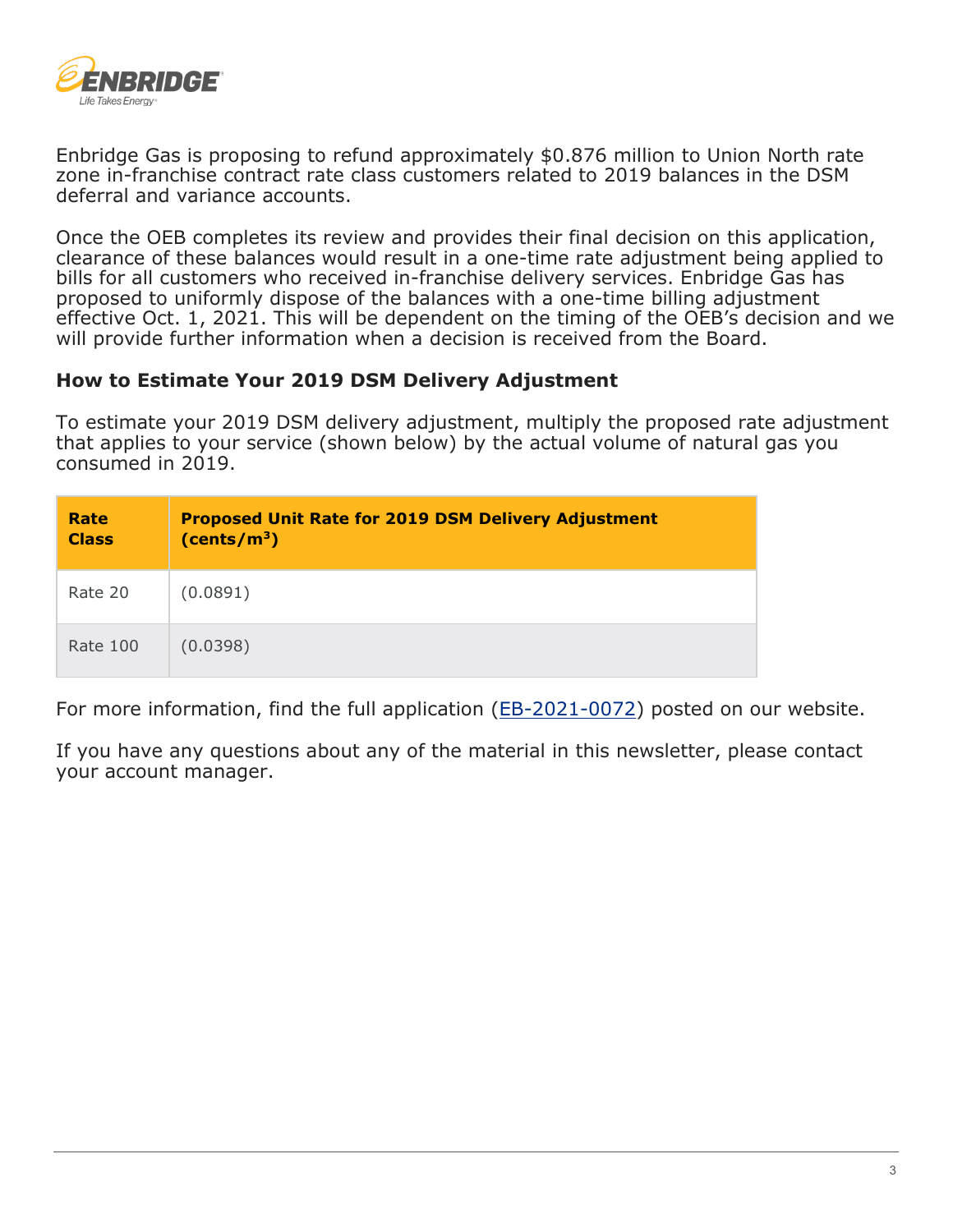Enbridge Gas is proposing to refund approximately $0.876 million to Union North rate zone in-franchise contract rate class customers related to 2019 balances in the DSM deferral and variance accounts.

Once the OEB completes its review and provides their final decision on this application, clearance of these balances would result in a one-time rate adjustment being applied to bills for all customers who received in-franchise delivery services. Enbridge Gas has proposed to uniformly dispose of the balances with a one-time billing adjustment effective Oct. 1, 2021. This will be dependent on the timing of the OEB's decision and we will provide further information when a decision is received from the Board.

### How to Estimate Your 2019 DSM Delivery Adjustment

To estimate your 2019 DSM delivery adjustment, multiply the proposed rate adjustment that applies to your service (shown below) by the actual volume of natural gas you consumed in 2019.

| Rate Class | Proposed Unit Rate for 2019 DSM Delivery Adjustment (cents/$m^3$) |
|---|---|
| Rate 20 | (0.0891) |
| Rate 100 | (0.0398) |

For more information, find the full application (EB-2021-0072) posted on our website.

If you have any questions about any of the material in this newsletter, please contact your account manager.